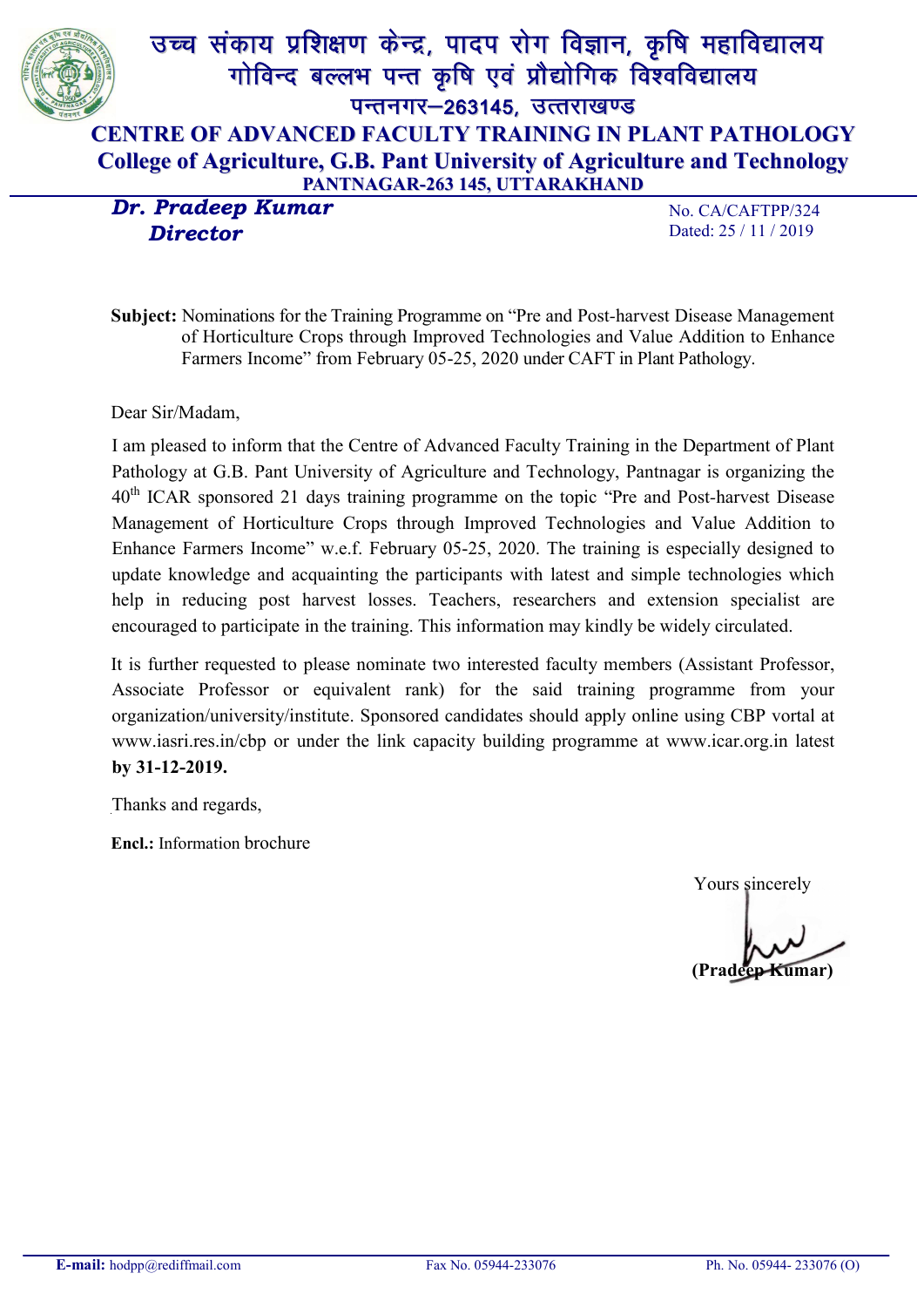# उच्च संकाय प्रशिक्षण केन्द्र, पादप रोग विज्ञान, कृषि महाविद्यालय
## गोविन्द बल्लभ पन्त कृषि एवं प्रौद्योगिक विश्वविद्यालय
### पन्तनगर–263145, उत्तराखण्ड

# CENTRE OF ADVANCED FACULTY TRAINING IN PLANT PATHOLOGY
## College of Agriculture, G.B. Pant University of Agriculture and Technology
### PANTNAGAR-263 145, UTTARAKHAND

***Dr. Pradeep Kumar***
***Director***

No. CA/CAFTPP/324
Dated: 25 / 11 / 2019

**Subject:** Nominations for the Training Programme on "Pre and Post-harvest Disease Management of Horticulture Crops through Improved Technologies and Value Addition to Enhance Farmers Income" from February 05-25, 2020 under CAFT in Plant Pathology.

Dear Sir/Madam,

I am pleased to inform that the Centre of Advanced Faculty Training in the Department of Plant Pathology at G.B. Pant University of Agriculture and Technology, Pantnagar is organizing the 40th ICAR sponsored 21 days training programme on the topic "Pre and Post-harvest Disease Management of Horticulture Crops through Improved Technologies and Value Addition to Enhance Farmers Income" w.e.f. February 05-25, 2020. The training is especially designed to update knowledge and acquainting the participants with latest and simple technologies which help in reducing post harvest losses. Teachers, researchers and extension specialist are encouraged to participate in the training. This information may kindly be widely circulated.

It is further requested to please nominate two interested faculty members (Assistant Professor, Associate Professor or equivalent rank) for the said training programme from your organization/university/institute. Sponsored candidates should apply online using CBP vortal at www.iasri.res.in/cbp or under the link capacity building programme at www.icar.org.in latest **by 31-12-2019.**

Thanks and regards,

**Encl.:** Information brochure

Yours sincerely

**(Pradeep Kumar)**

**E-mail:** hodpp@rediffmail.com  Fax No. 05944-233076  Ph. No. 05944- 233076 (O)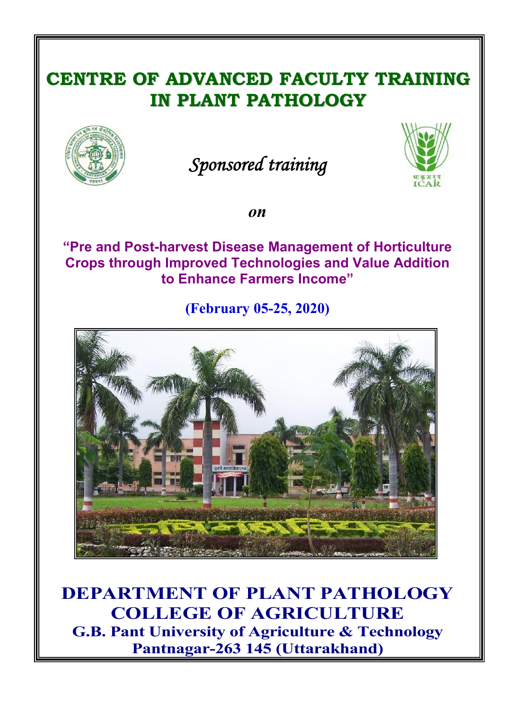# CENTRE OF ADVANCED FACULTY TRAINING IN PLANT PATHOLOGY

*Sponsored training*

***on***

**"Pre and Post-harvest Disease Management of Horticulture Crops through Improved Technologies and Value Addition to Enhance Farmers Income"**

**(February 05-25, 2020)**

## DEPARTMENT OF PLANT PATHOLOGY
## COLLEGE OF AGRICULTURE

**G.B. Pant University of Agriculture & Technology**
**Pantnagar-263 145 (Uttarakhand)**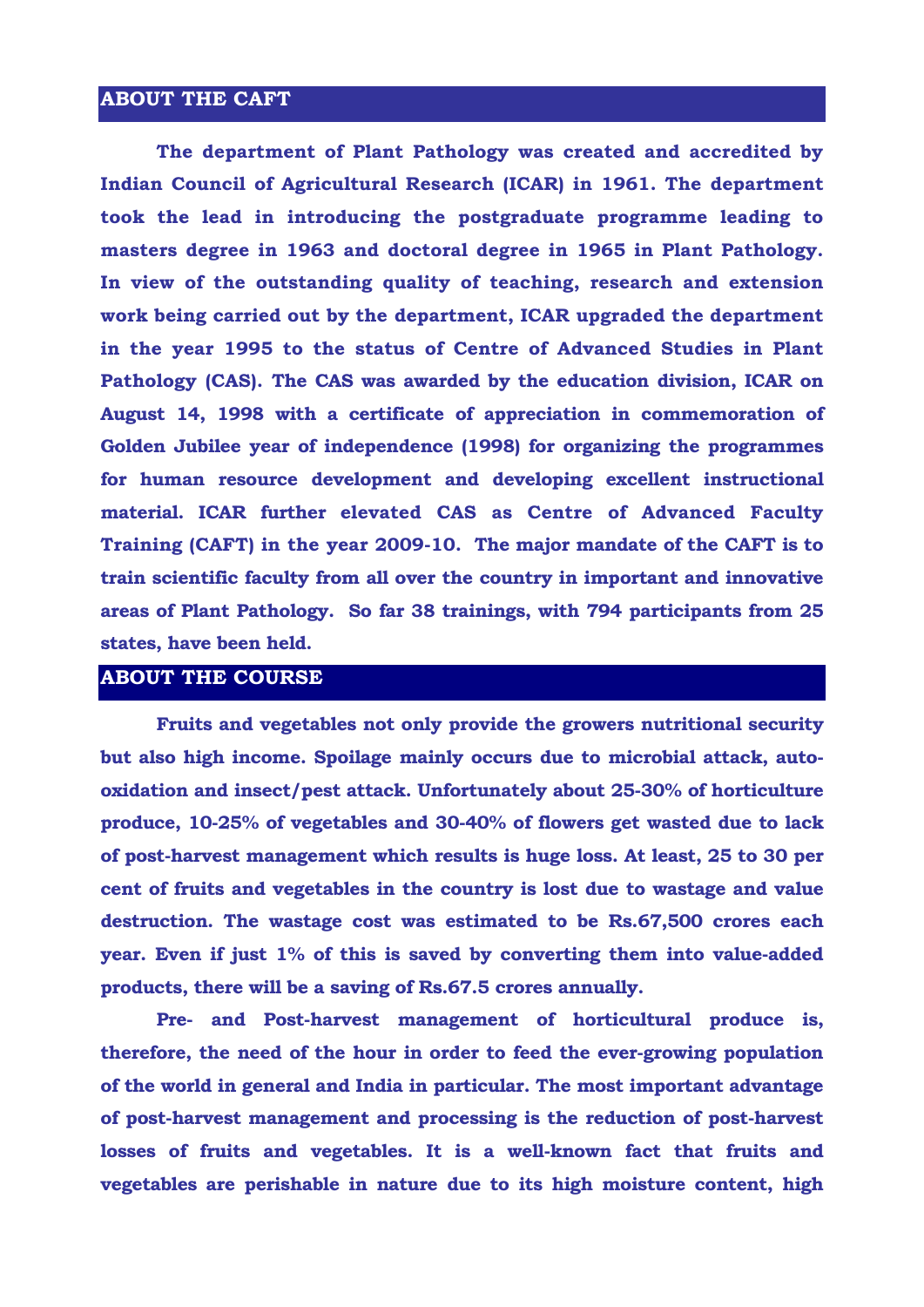## ABOUT THE CAFT

The department of Plant Pathology was created and accredited by Indian Council of Agricultural Research (ICAR) in 1961. The department took the lead in introducing the postgraduate programme leading to masters degree in 1963 and doctoral degree in 1965 in Plant Pathology. In view of the outstanding quality of teaching, research and extension work being carried out by the department, ICAR upgraded the department in the year 1995 to the status of Centre of Advanced Studies in Plant Pathology (CAS). The CAS was awarded by the education division, ICAR on August 14, 1998 with a certificate of appreciation in commemoration of Golden Jubilee year of independence (1998) for organizing the programmes for human resource development and developing excellent instructional material. ICAR further elevated CAS as Centre of Advanced Faculty Training (CAFT) in the year 2009-10. The major mandate of the CAFT is to train scientific faculty from all over the country in important and innovative areas of Plant Pathology. So far 38 trainings, with 794 participants from 25 states, have been held.

## ABOUT THE COURSE

Fruits and vegetables not only provide the growers nutritional security but also high income. Spoilage mainly occurs due to microbial attack, auto-oxidation and insect/pest attack. Unfortunately about 25-30% of horticulture produce, 10-25% of vegetables and 30-40% of flowers get wasted due to lack of post-harvest management which results is huge loss. At least, 25 to 30 per cent of fruits and vegetables in the country is lost due to wastage and value destruction. The wastage cost was estimated to be Rs.67,500 crores each year. Even if just 1% of this is saved by converting them into value-added products, there will be a saving of Rs.67.5 crores annually.

Pre- and Post-harvest management of horticultural produce is, therefore, the need of the hour in order to feed the ever-growing population of the world in general and India in particular. The most important advantage of post-harvest management and processing is the reduction of post-harvest losses of fruits and vegetables. It is a well-known fact that fruits and vegetables are perishable in nature due to its high moisture content, high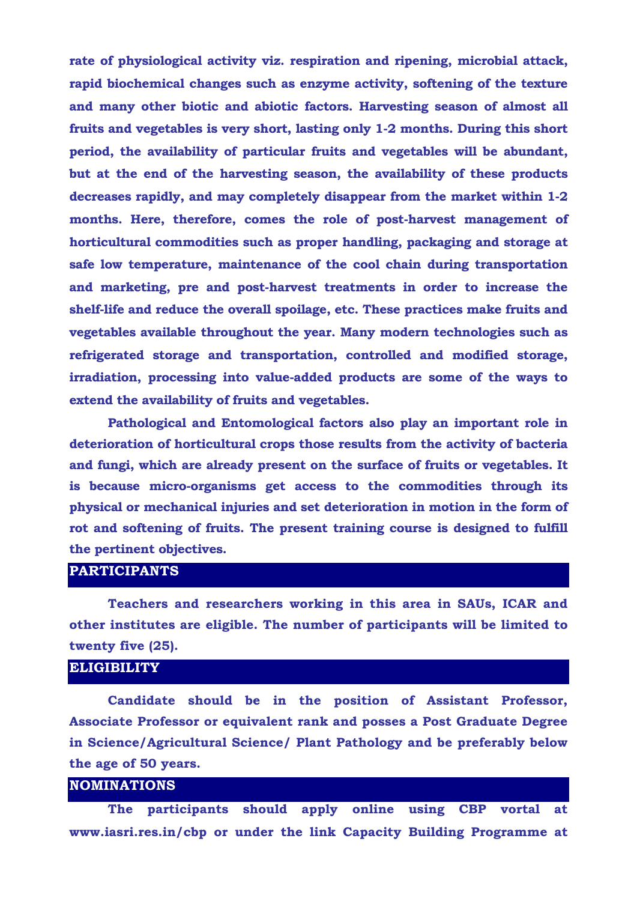**rate of physiological activity viz. respiration and ripening, microbial attack, rapid biochemical changes such as enzyme activity, softening of the texture and many other biotic and abiotic factors. Harvesting season of almost all fruits and vegetables is very short, lasting only 1-2 months. During this short period, the availability of particular fruits and vegetables will be abundant, but at the end of the harvesting season, the availability of these products decreases rapidly, and may completely disappear from the market within 1-2 months. Here, therefore, comes the role of post-harvest management of horticultural commodities such as proper handling, packaging and storage at safe low temperature, maintenance of the cool chain during transportation and marketing, pre and post-harvest treatments in order to increase the shelf-life and reduce the overall spoilage, etc. These practices make fruits and vegetables available throughout the year. Many modern technologies such as refrigerated storage and transportation, controlled and modified storage, irradiation, processing into value-added products are some of the ways to extend the availability of fruits and vegetables.**

**Pathological and Entomological factors also play an important role in deterioration of horticultural crops those results from the activity of bacteria and fungi, which are already present on the surface of fruits or vegetables. It is because micro-organisms get access to the commodities through its physical or mechanical injuries and set deterioration in motion in the form of rot and softening of fruits. The present training course is designed to fulfill the pertinent objectives.**

## PARTICIPANTS

**Teachers and researchers working in this area in SAUs, ICAR and other institutes are eligible. The number of participants will be limited to twenty five (25).**

## ELIGIBILITY

**Candidate should be in the position of Assistant Professor, Associate Professor or equivalent rank and posses a Post Graduate Degree in Science/Agricultural Science/ Plant Pathology and be preferably below the age of 50 years.**

## NOMINATIONS

**The participants should apply online using CBP vortal at www.iasri.res.in/cbp or under the link Capacity Building Programme at**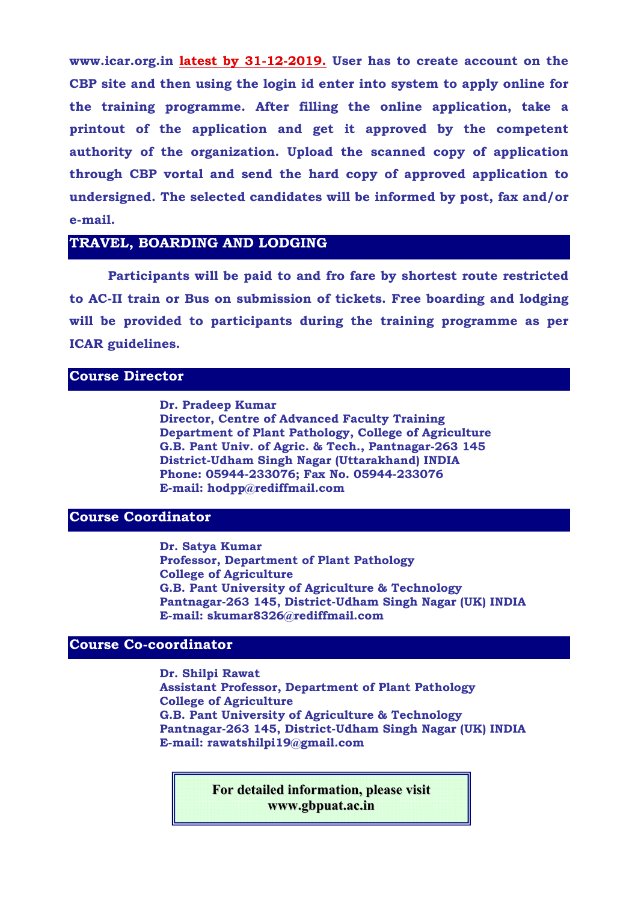**www.icar.org.in latest by 31-12-2019. User has to create account on the CBP site and then using the login id enter into system to apply online for the training programme. After filling the online application, take a printout of the application and get it approved by the competent authority of the organization. Upload the scanned copy of application through CBP vortal and send the hard copy of approved application to undersigned. The selected candidates will be informed by post, fax and/or e-mail.**

## TRAVEL, BOARDING AND LODGING

**Participants will be paid to and fro fare by shortest route restricted to AC-II train or Bus on submission of tickets. Free boarding and lodging will be provided to participants during the training programme as per ICAR guidelines.**

## Course Director

**Dr. Pradeep Kumar**
**Director, Centre of Advanced Faculty Training**
**Department of Plant Pathology, College of Agriculture**
**G.B. Pant Univ. of Agric. & Tech., Pantnagar-263 145**
**District-Udham Singh Nagar (Uttarakhand) INDIA**
**Phone: 05944-233076; Fax No. 05944-233076**
**E-mail: hodpp@rediffmail.com**

## Course Coordinator

**Dr. Satya Kumar**
**Professor, Department of Plant Pathology**
**College of Agriculture**
**G.B. Pant University of Agriculture & Technology**
**Pantnagar-263 145, District-Udham Singh Nagar (UK) INDIA**
**E-mail: skumar8326@rediffmail.com**

## Course Co-coordinator

**Dr. Shilpi Rawat**
**Assistant Professor, Department of Plant Pathology**
**College of Agriculture**
**G.B. Pant University of Agriculture & Technology**
**Pantnagar-263 145, District-Udham Singh Nagar (UK) INDIA**
**E-mail: rawatshilpi19@gmail.com**

**For detailed information, please visit**
**www.gbpuat.ac.in**